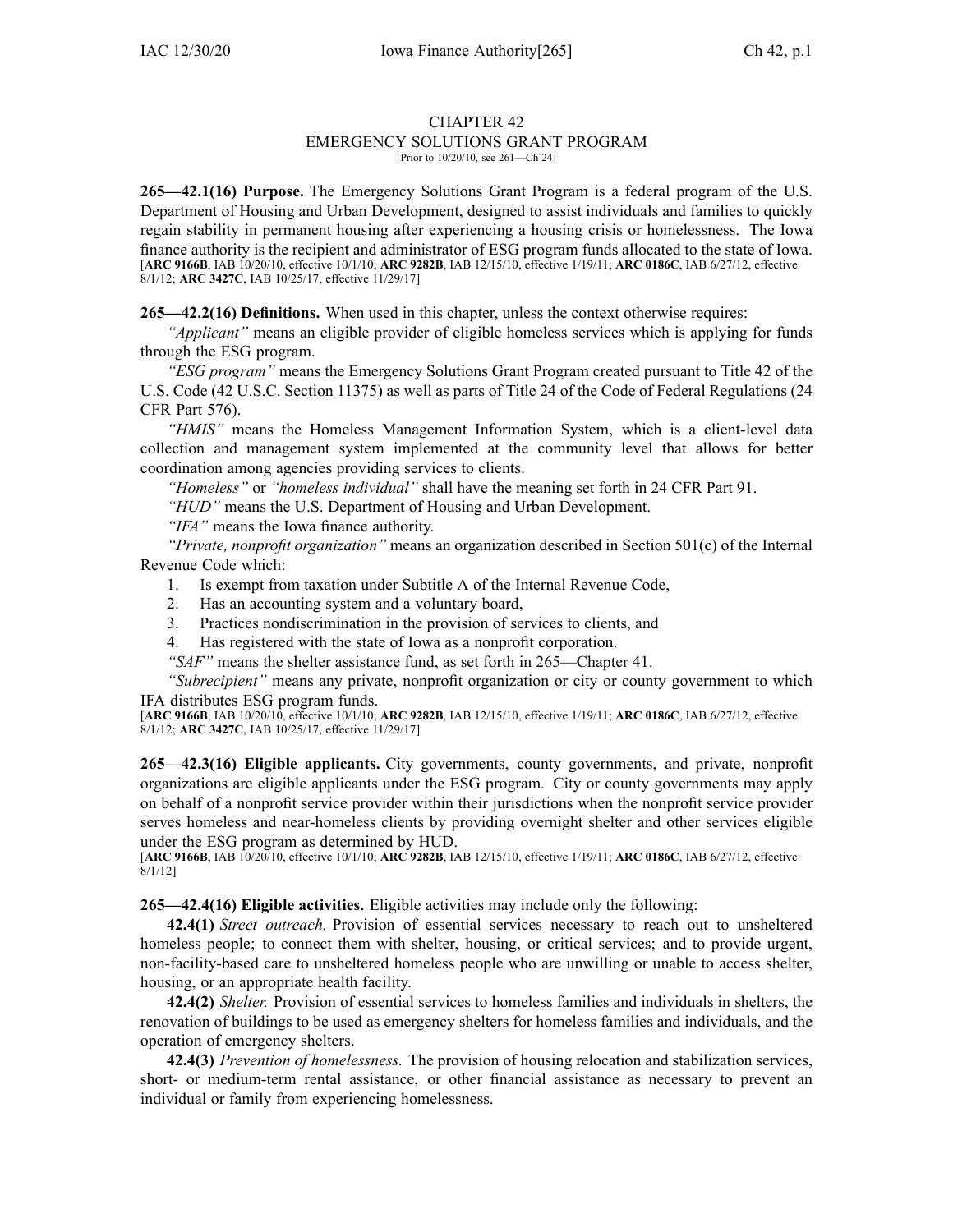# CHAPTER 42
## EMERGENCY SOLUTIONS GRANT PROGRAM

[Prior to 10/20/10, see 261—Ch 24]

**265—42.1(16) Purpose.** The Emergency Solutions Grant Program is a federal program of the U.S. Department of Housing and Urban Development, designed to assist individuals and families to quickly regain stability in permanent housing after experiencing a housing crisis or homelessness. The Iowa finance authority is the recipient and administrator of ESG program funds allocated to the state of Iowa.
[**ARC 9166B**, IAB 10/20/10, effective 10/1/10; **ARC 9282B**, IAB 12/15/10, effective 1/19/11; **ARC 0186C**, IAB 6/27/12, effective 8/1/12; **ARC 3427C**, IAB 10/25/17, effective 11/29/17]

**265—42.2(16) Definitions.** When used in this chapter, unless the context otherwise requires:

*"Applicant"* means an eligible provider of eligible homeless services which is applying for funds through the ESG program.

*"ESG program"* means the Emergency Solutions Grant Program created pursuant to Title 42 of the U.S. Code (42 U.S.C. Section 11375) as well as parts of Title 24 of the Code of Federal Regulations (24 CFR Part 576).

*"HMIS"* means the Homeless Management Information System, which is a client-level data collection and management system implemented at the community level that allows for better coordination among agencies providing services to clients.

*"Homeless"* or *"homeless individual"* shall have the meaning set forth in 24 CFR Part 91.

*"HUD"* means the U.S. Department of Housing and Urban Development.

*"IFA"* means the Iowa finance authority.

*"Private, nonprofit organization"* means an organization described in Section 501(c) of the Internal Revenue Code which:

1. Is exempt from taxation under Subtitle A of the Internal Revenue Code,
2. Has an accounting system and a voluntary board,
3. Practices nondiscrimination in the provision of services to clients, and
4. Has registered with the state of Iowa as a nonprofit corporation.

*"SAF"* means the shelter assistance fund, as set forth in 265—Chapter 41.

*"Subrecipient"* means any private, nonprofit organization or city or county government to which IFA distributes ESG program funds.
[**ARC 9166B**, IAB 10/20/10, effective 10/1/10; **ARC 9282B**, IAB 12/15/10, effective 1/19/11; **ARC 0186C**, IAB 6/27/12, effective 8/1/12; **ARC 3427C**, IAB 10/25/17, effective 11/29/17]

**265—42.3(16) Eligible applicants.** City governments, county governments, and private, nonprofit organizations are eligible applicants under the ESG program. City or county governments may apply on behalf of a nonprofit service provider within their jurisdictions when the nonprofit service provider serves homeless and near-homeless clients by providing overnight shelter and other services eligible under the ESG program as determined by HUD.
[**ARC 9166B**, IAB 10/20/10, effective 10/1/10; **ARC 9282B**, IAB 12/15/10, effective 1/19/11; **ARC 0186C**, IAB 6/27/12, effective 8/1/12]

**265—42.4(16) Eligible activities.** Eligible activities may include only the following:

**42.4(1)** *Street outreach.* Provision of essential services necessary to reach out to unsheltered homeless people; to connect them with shelter, housing, or critical services; and to provide urgent, non-facility-based care to unsheltered homeless people who are unwilling or unable to access shelter, housing, or an appropriate health facility.

**42.4(2)** *Shelter.* Provision of essential services to homeless families and individuals in shelters, the renovation of buildings to be used as emergency shelters for homeless families and individuals, and the operation of emergency shelters.

**42.4(3)** *Prevention of homelessness.* The provision of housing relocation and stabilization services, short- or medium-term rental assistance, or other financial assistance as necessary to prevent an individual or family from experiencing homelessness.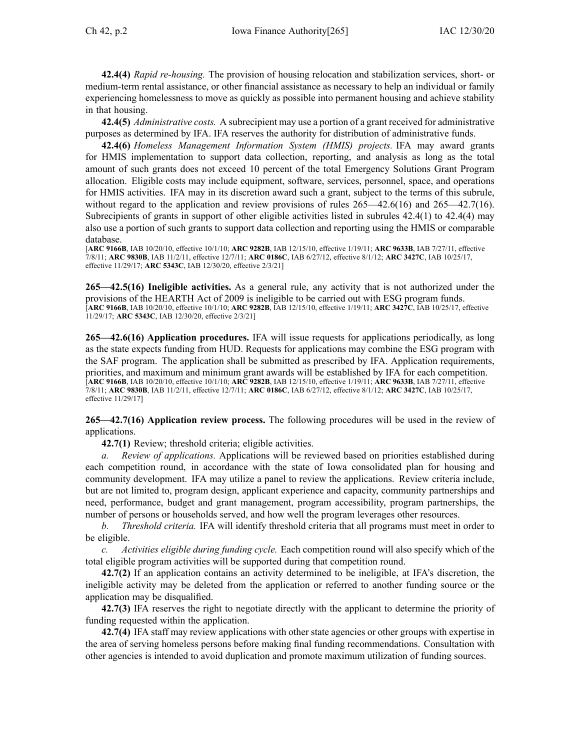**42.4(4)** *Rapid re-housing.* The provision of housing relocation and stabilization services, short- or medium-term rental assistance, or other financial assistance as necessary to help an individual or family experiencing homelessness to move as quickly as possible into permanent housing and achieve stability in that housing.

**42.4(5)** *Administrative costs.* A subrecipient may use a portion of a grant received for administrative purposes as determined by IFA. IFA reserves the authority for distribution of administrative funds.

**42.4(6)** *Homeless Management Information System (HMIS) projects.* IFA may award grants for HMIS implementation to support data collection, reporting, and analysis as long as the total amount of such grants does not exceed 10 percent of the total Emergency Solutions Grant Program allocation. Eligible costs may include equipment, software, services, personnel, space, and operations for HMIS activities. IFA may in its discretion award such a grant, subject to the terms of this subrule, without regard to the application and review provisions of rules 265—42.6(16) and 265—42.7(16). Subrecipients of grants in support of other eligible activities listed in subrules 42.4(1) to 42.4(4) may also use a portion of such grants to support data collection and reporting using the HMIS or comparable database.

[**ARC 9166B**, IAB 10/20/10, effective 10/1/10; **ARC 9282B**, IAB 12/15/10, effective 1/19/11; **ARC 9633B**, IAB 7/27/11, effective 7/8/11; **ARC 9830B**, IAB 11/2/11, effective 12/7/11; **ARC 0186C**, IAB 6/27/12, effective 8/1/12; **ARC 3427C**, IAB 10/25/17, effective 11/29/17; **ARC 5343C**, IAB 12/30/20, effective 2/3/21]

**265—42.5(16) Ineligible activities.** As a general rule, any activity that is not authorized under the provisions of the HEARTH Act of 2009 is ineligible to be carried out with ESG program funds.

[**ARC 9166B**, IAB 10/20/10, effective 10/1/10; **ARC 9282B**, IAB 12/15/10, effective 1/19/11; **ARC 3427C**, IAB 10/25/17, effective 11/29/17; **ARC 5343C**, IAB 12/30/20, effective 2/3/21]

**265—42.6(16) Application procedures.** IFA will issue requests for applications periodically, as long as the state expects funding from HUD. Requests for applications may combine the ESG program with the SAF program. The application shall be submitted as prescribed by IFA. Application requirements, priorities, and maximum and minimum grant awards will be established by IFA for each competition.

[**ARC 9166B**, IAB 10/20/10, effective 10/1/10; **ARC 9282B**, IAB 12/15/10, effective 1/19/11; **ARC 9633B**, IAB 7/27/11, effective 7/8/11; **ARC 9830B**, IAB 11/2/11, effective 12/7/11; **ARC 0186C**, IAB 6/27/12, effective 8/1/12; **ARC 3427C**, IAB 10/25/17, effective 11/29/17]

**265—42.7(16) Application review process.** The following procedures will be used in the review of applications.

**42.7(1)** Review; threshold criteria; eligible activities.

*a. Review of applications.* Applications will be reviewed based on priorities established during each competition round, in accordance with the state of Iowa consolidated plan for housing and community development. IFA may utilize a panel to review the applications. Review criteria include, but are not limited to, program design, applicant experience and capacity, community partnerships and need, performance, budget and grant management, program accessibility, program partnerships, the number of persons or households served, and how well the program leverages other resources.

*b. Threshold criteria.* IFA will identify threshold criteria that all programs must meet in order to be eligible.

*c. Activities eligible during funding cycle.* Each competition round will also specify which of the total eligible program activities will be supported during that competition round.

**42.7(2)** If an application contains an activity determined to be ineligible, at IFA's discretion, the ineligible activity may be deleted from the application or referred to another funding source or the application may be disqualified.

**42.7(3)** IFA reserves the right to negotiate directly with the applicant to determine the priority of funding requested within the application.

**42.7(4)** IFA staff may review applications with other state agencies or other groups with expertise in the area of serving homeless persons before making final funding recommendations. Consultation with other agencies is intended to avoid duplication and promote maximum utilization of funding sources.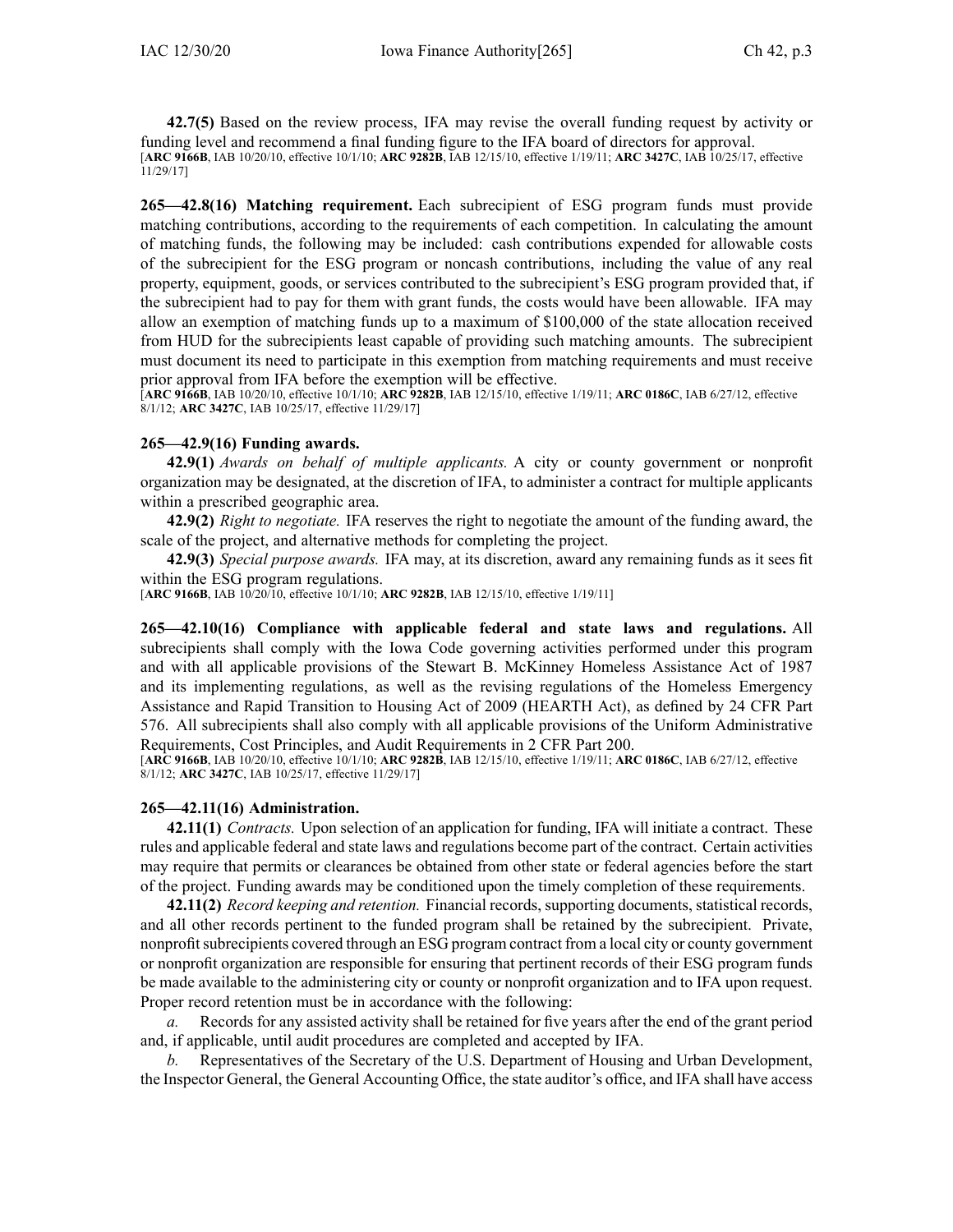**42.7(5)** Based on the review process, IFA may revise the overall funding request by activity or funding level and recommend a final funding figure to the IFA board of directors for approval.
[**ARC 9166B**, IAB 10/20/10, effective 10/1/10; **ARC 9282B**, IAB 12/15/10, effective 1/19/11; **ARC 3427C**, IAB 10/25/17, effective 11/29/17]

**265—42.8(16) Matching requirement.** Each subrecipient of ESG program funds must provide matching contributions, according to the requirements of each competition. In calculating the amount of matching funds, the following may be included: cash contributions expended for allowable costs of the subrecipient for the ESG program or noncash contributions, including the value of any real property, equipment, goods, or services contributed to the subrecipient's ESG program provided that, if the subrecipient had to pay for them with grant funds, the costs would have been allowable. IFA may allow an exemption of matching funds up to a maximum of $100,000 of the state allocation received from HUD for the subrecipients least capable of providing such matching amounts. The subrecipient must document its need to participate in this exemption from matching requirements and must receive prior approval from IFA before the exemption will be effective.
[**ARC 9166B**, IAB 10/20/10, effective 10/1/10; **ARC 9282B**, IAB 12/15/10, effective 1/19/11; **ARC 0186C**, IAB 6/27/12, effective 8/1/12; **ARC 3427C**, IAB 10/25/17, effective 11/29/17]

**265—42.9(16) Funding awards.**

**42.9(1)** *Awards on behalf of multiple applicants.* A city or county government or nonprofit organization may be designated, at the discretion of IFA, to administer a contract for multiple applicants within a prescribed geographic area.

**42.9(2)** *Right to negotiate.* IFA reserves the right to negotiate the amount of the funding award, the scale of the project, and alternative methods for completing the project.

**42.9(3)** *Special purpose awards.* IFA may, at its discretion, award any remaining funds as it sees fit within the ESG program regulations.
[**ARC 9166B**, IAB 10/20/10, effective 10/1/10; **ARC 9282B**, IAB 12/15/10, effective 1/19/11]

**265—42.10(16) Compliance with applicable federal and state laws and regulations.** All subrecipients shall comply with the Iowa Code governing activities performed under this program and with all applicable provisions of the Stewart B. McKinney Homeless Assistance Act of 1987 and its implementing regulations, as well as the revising regulations of the Homeless Emergency Assistance and Rapid Transition to Housing Act of 2009 (HEARTH Act), as defined by 24 CFR Part 576. All subrecipients shall also comply with all applicable provisions of the Uniform Administrative Requirements, Cost Principles, and Audit Requirements in 2 CFR Part 200.
[**ARC 9166B**, IAB 10/20/10, effective 10/1/10; **ARC 9282B**, IAB 12/15/10, effective 1/19/11; **ARC 0186C**, IAB 6/27/12, effective 8/1/12; **ARC 3427C**, IAB 10/25/17, effective 11/29/17]

**265—42.11(16) Administration.**

**42.11(1)** *Contracts.* Upon selection of an application for funding, IFA will initiate a contract. These rules and applicable federal and state laws and regulations become part of the contract. Certain activities may require that permits or clearances be obtained from other state or federal agencies before the start of the project. Funding awards may be conditioned upon the timely completion of these requirements.

**42.11(2)** *Record keeping and retention.* Financial records, supporting documents, statistical records, and all other records pertinent to the funded program shall be retained by the subrecipient. Private, nonprofit subrecipients covered through an ESG program contract from a local city or county government or nonprofit organization are responsible for ensuring that pertinent records of their ESG program funds be made available to the administering city or county or nonprofit organization and to IFA upon request. Proper record retention must be in accordance with the following:

*a.* Records for any assisted activity shall be retained for five years after the end of the grant period and, if applicable, until audit procedures are completed and accepted by IFA.

*b.* Representatives of the Secretary of the U.S. Department of Housing and Urban Development, the Inspector General, the General Accounting Office, the state auditor's office, and IFA shall have access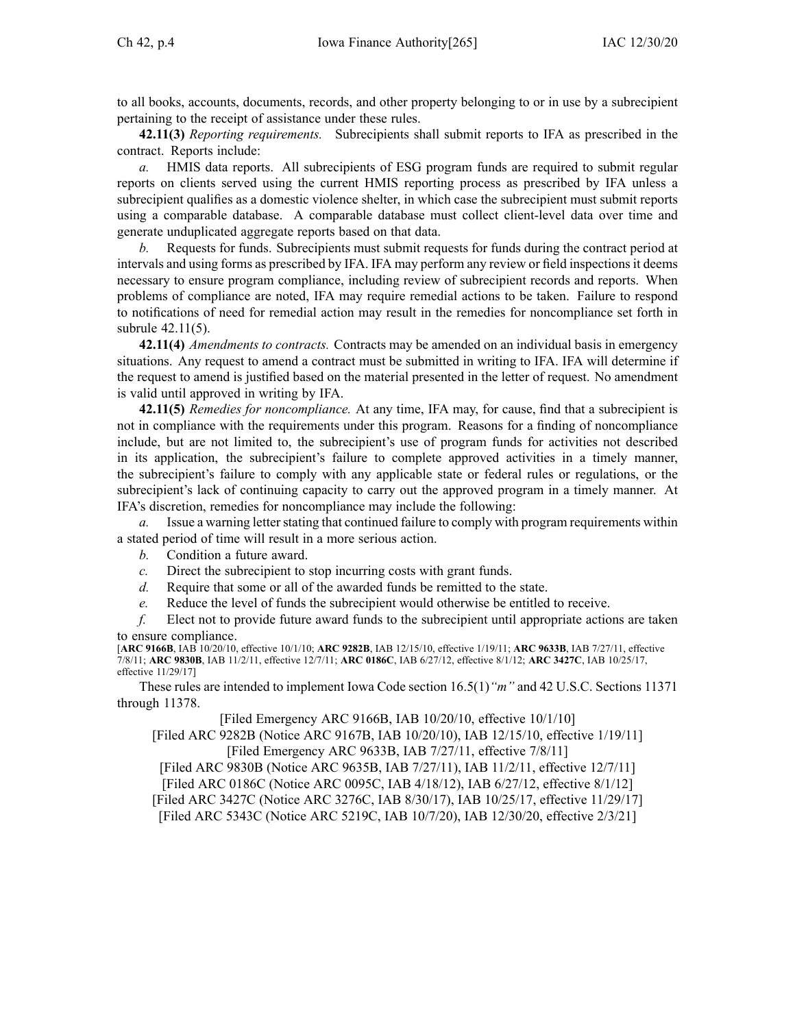to all books, accounts, documents, records, and other property belonging to or in use by a subrecipient pertaining to the receipt of assistance under these rules.

**42.11(3)** *Reporting requirements.* Subrecipients shall submit reports to IFA as prescribed in the contract. Reports include:

*a.* HMIS data reports. All subrecipients of ESG program funds are required to submit regular reports on clients served using the current HMIS reporting process as prescribed by IFA unless a subrecipient qualifies as a domestic violence shelter, in which case the subrecipient must submit reports using a comparable database. A comparable database must collect client-level data over time and generate unduplicated aggregate reports based on that data.

*b.* Requests for funds. Subrecipients must submit requests for funds during the contract period at intervals and using forms as prescribed by IFA. IFA may perform any review or field inspections it deems necessary to ensure program compliance, including review of subrecipient records and reports. When problems of compliance are noted, IFA may require remedial actions to be taken. Failure to respond to notifications of need for remedial action may result in the remedies for noncompliance set forth in subrule 42.11(5).

**42.11(4)** *Amendments to contracts.* Contracts may be amended on an individual basis in emergency situations. Any request to amend a contract must be submitted in writing to IFA. IFA will determine if the request to amend is justified based on the material presented in the letter of request. No amendment is valid until approved in writing by IFA.

**42.11(5)** *Remedies for noncompliance.* At any time, IFA may, for cause, find that a subrecipient is not in compliance with the requirements under this program. Reasons for a finding of noncompliance include, but are not limited to, the subrecipient's use of program funds for activities not described in its application, the subrecipient's failure to complete approved activities in a timely manner, the subrecipient's failure to comply with any applicable state or federal rules or regulations, or the subrecipient's lack of continuing capacity to carry out the approved program in a timely manner. At IFA's discretion, remedies for noncompliance may include the following:

*a.* Issue a warning letter stating that continued failure to comply with program requirements within a stated period of time will result in a more serious action.

*b.* Condition a future award.

*c.* Direct the subrecipient to stop incurring costs with grant funds.

*d.* Require that some or all of the awarded funds be remitted to the state.

*e.* Reduce the level of funds the subrecipient would otherwise be entitled to receive.

*f.* Elect not to provide future award funds to the subrecipient until appropriate actions are taken to ensure compliance.

[**ARC 9166B**, IAB 10/20/10, effective 10/1/10; **ARC 9282B**, IAB 12/15/10, effective 1/19/11; **ARC 9633B**, IAB 7/27/11, effective 7/8/11; **ARC 9830B**, IAB 11/2/11, effective 12/7/11; **ARC 0186C**, IAB 6/27/12, effective 8/1/12; **ARC 3427C**, IAB 10/25/17, effective 11/29/17]

These rules are intended to implement Iowa Code section 16.5(1)*"m"* and 42 U.S.C. Sections 11371 through 11378.

[Filed Emergency ARC 9166B, IAB 10/20/10, effective 10/1/10]
[Filed ARC 9282B (Notice ARC 9167B, IAB 10/20/10), IAB 12/15/10, effective 1/19/11]
[Filed Emergency ARC 9633B, IAB 7/27/11, effective 7/8/11]
[Filed ARC 9830B (Notice ARC 9635B, IAB 7/27/11), IAB 11/2/11, effective 12/7/11]
[Filed ARC 0186C (Notice ARC 0095C, IAB 4/18/12), IAB 6/27/12, effective 8/1/12]
[Filed ARC 3427C (Notice ARC 3276C, IAB 8/30/17), IAB 10/25/17, effective 11/29/17]
[Filed ARC 5343C (Notice ARC 5219C, IAB 10/7/20), IAB 12/30/20, effective 2/3/21]